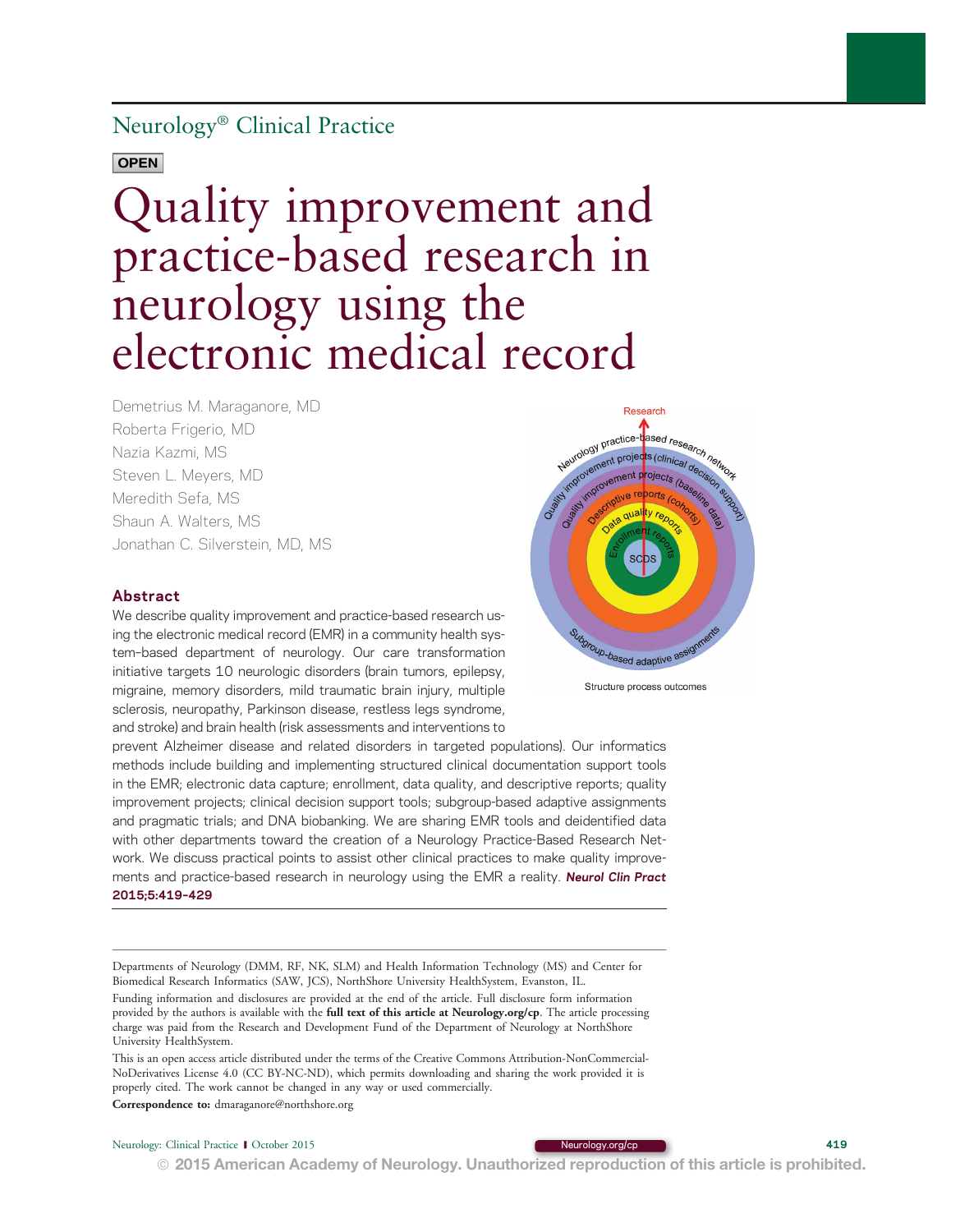Neurology® Clinical Practice

OPEN

# Quality improvement and practice-based research in neurology using the electronic medical record

Demetrius M. Maraganore, MD
Roberta Frigerio, MD
Nazia Kazmi, MS
Steven L. Meyers, MD
Meredith Sefa, MS
Shaun A. Walters, MS
Jonathan C. Silverstein, MD, MS

Structure process outcomes

## Abstract

We describe quality improvement and practice-based research using the electronic medical record (EMR) in a community health system–based department of neurology. Our care transformation initiative targets 10 neurologic disorders (brain tumors, epilepsy, migraine, memory disorders, mild traumatic brain injury, multiple sclerosis, neuropathy, Parkinson disease, restless legs syndrome, and stroke) and brain health (risk assessments and interventions to prevent Alzheimer disease and related disorders in targeted populations). Our informatics methods include building and implementing structured clinical documentation support tools in the EMR; electronic data capture; enrollment, data quality, and descriptive reports; quality improvement projects; clinical decision support tools; subgroup-based adaptive assignments and pragmatic trials; and DNA biobanking. We are sharing EMR tools and deidentified data with other departments toward the creation of a Neurology Practice-Based Research Network. We discuss practical points to assist other clinical practices to make quality improvements and practice-based research in neurology using the EMR a reality. ***Neurol Clin Pract* 2015;5:419–429**

Departments of Neurology (DMM, RF, NK, SLM) and Health Information Technology (MS) and Center for Biomedical Research Informatics (SAW, JCS), NorthShore University HealthSystem, Evanston, IL.

Funding information and disclosures are provided at the end of the article. Full disclosure form information provided by the authors is available with the **full text of this article at Neurology.org/cp**. The article processing charge was paid from the Research and Development Fund of the Department of Neurology at NorthShore University HealthSystem.

This is an open access article distributed under the terms of the Creative Commons Attribution-NonCommercial-NoDerivatives License 4.0 (CC BY-NC-ND), which permits downloading and sharing the work provided it is properly cited. The work cannot be changed in any way or used commercially.

**Correspondence to:** dmaraganore@northshore.org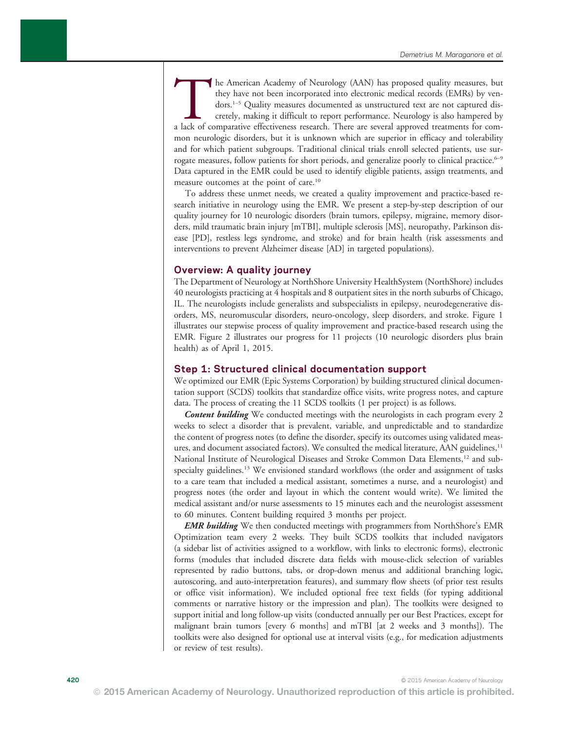The American Academy of Neurology (AAN) has proposed quality measures, but they have not been incorporated into electronic medical records (EMRs) by vendors.[1–5] Quality measures documented as unstructured text are not captured discretely, making it difficult to report performance. Neurology is also hampered by a lack of comparative effectiveness research. There are several approved treatments for common neurologic disorders, but it is unknown which are superior in efficacy and tolerability and for which patient subgroups. Traditional clinical trials enroll selected patients, use surrogate measures, follow patients for short periods, and generalize poorly to clinical practice.[6–9] Data captured in the EMR could be used to identify eligible patients, assign treatments, and measure outcomes at the point of care.[10]

To address these unmet needs, we created a quality improvement and practice-based research initiative in neurology using the EMR. We present a step-by-step description of our quality journey for 10 neurologic disorders (brain tumors, epilepsy, migraine, memory disorders, mild traumatic brain injury [mTBI], multiple sclerosis [MS], neuropathy, Parkinson disease [PD], restless legs syndrome, and stroke) and for brain health (risk assessments and interventions to prevent Alzheimer disease [AD] in targeted populations).

## Overview: A quality journey

The Department of Neurology at NorthShore University HealthSystem (NorthShore) includes 40 neurologists practicing at 4 hospitals and 8 outpatient sites in the north suburbs of Chicago, IL. The neurologists include generalists and subspecialists in epilepsy, neurodegenerative disorders, MS, neuromuscular disorders, neuro-oncology, sleep disorders, and stroke. Figure 1 illustrates our stepwise process of quality improvement and practice-based research using the EMR. Figure 2 illustrates our progress for 11 projects (10 neurologic disorders plus brain health) as of April 1, 2015.

## Step 1: Structured clinical documentation support

We optimized our EMR (Epic Systems Corporation) by building structured clinical documentation support (SCDS) toolkits that standardize office visits, write progress notes, and capture data. The process of creating the 11 SCDS toolkits (1 per project) is as follows.

***Content building*** We conducted meetings with the neurologists in each program every 2 weeks to select a disorder that is prevalent, variable, and unpredictable and to standardize the content of progress notes (to define the disorder, specify its outcomes using validated measures, and document associated factors). We consulted the medical literature, AAN guidelines,[11] National Institute of Neurological Diseases and Stroke Common Data Elements,[12] and subspecialty guidelines.[13] We envisioned standard workflows (the order and assignment of tasks to a care team that included a medical assistant, sometimes a nurse, and a neurologist) and progress notes (the order and layout in which the content would write). We limited the medical assistant and/or nurse assessments to 15 minutes each and the neurologist assessment to 60 minutes. Content building required 3 months per project.

***EMR building*** We then conducted meetings with programmers from NorthShore's EMR Optimization team every 2 weeks. They built SCDS toolkits that included navigators (a sidebar list of activities assigned to a workflow, with links to electronic forms), electronic forms (modules that included discrete data fields with mouse-click selection of variables represented by radio buttons, tabs, or drop-down menus and additional branching logic, autoscoring, and auto-interpretation features), and summary flow sheets (of prior test results or office visit information). We included optional free text fields (for typing additional comments or narrative history or the impression and plan). The toolkits were designed to support initial and long follow-up visits (conducted annually per our Best Practices, except for malignant brain tumors [every 6 months] and mTBI [at 2 weeks and 3 months]). The toolkits were also designed for optional use at interval visits (e.g., for medication adjustments or review of test results).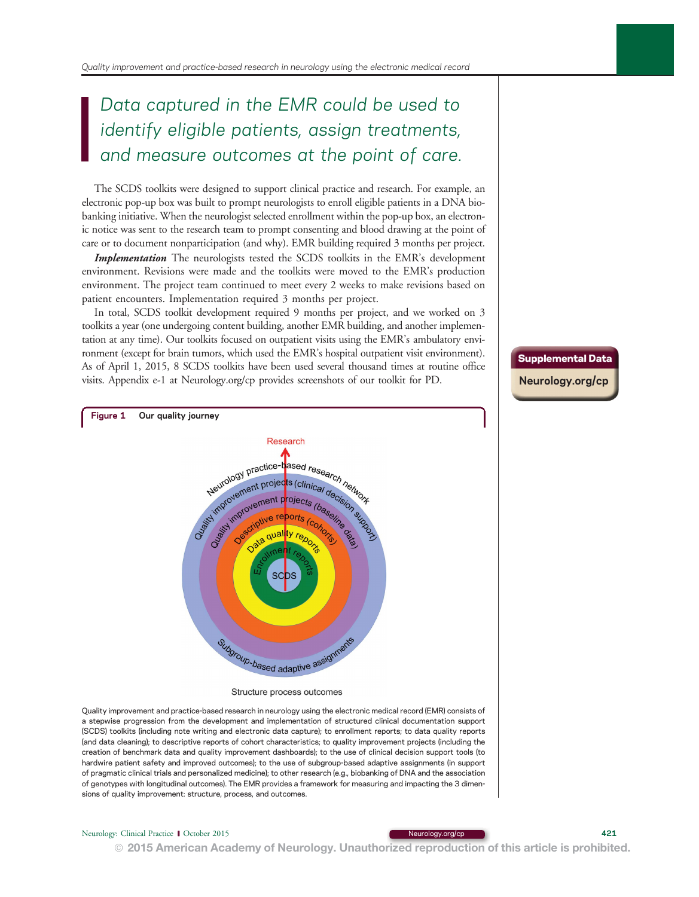> *Data captured in the EMR could be used to identify eligible patients, assign treatments, and measure outcomes at the point of care.*

The SCDS toolkits were designed to support clinical practice and research. For example, an electronic pop-up box was built to prompt neurologists to enroll eligible patients in a DNA biobanking initiative. When the neurologist selected enrollment within the pop-up box, an electronic notice was sent to the research team to prompt consenting and blood drawing at the point of care or to document nonparticipation (and why). EMR building required 3 months per project.

***Implementation*** The neurologists tested the SCDS toolkits in the EMR's development environment. Revisions were made and the toolkits were moved to the EMR's production environment. The project team continued to meet every 2 weeks to make revisions based on patient encounters. Implementation required 3 months per project.

In total, SCDS toolkit development required 9 months per project, and we worked on 3 toolkits a year (one undergoing content building, another EMR building, and another implementation at any time). Our toolkits focused on outpatient visits using the EMR's ambulatory environment (except for brain tumors, which used the EMR's hospital outpatient visit environment). As of April 1, 2015, 8 SCDS toolkits have been used several thousand times at routine office visits. Appendix e-1 at Neurology.org/cp provides screenshots of our toolkit for PD.

**Supplemental Data**
Neurology.org/cp

**Figure 1** **Our quality journey**

Research

Neurology practice-based research network

Quality improvement projects (clinical decision support)

Quality improvement projects (baseline data)

Descriptive reports (cohorts)

Data quality reports

Enrollment reports

SCDS

Subgroup-based adaptive assignments

Structure process outcomes

Quality improvement and practice-based research in neurology using the electronic medical record (EMR) consists of a stepwise progression from the development and implementation of structured clinical documentation support (SCDS) toolkits (including note writing and electronic data capture); to enrollment reports; to data quality reports (and data cleaning); to descriptive reports of cohort characteristics; to quality improvement projects (including the creation of benchmark data and quality improvement dashboards); to the use of clinical decision support tools (to hardwire patient safety and improved outcomes); to the use of subgroup-based adaptive assignments (in support of pragmatic clinical trials and personalized medicine); to other research (e.g., biobanking of DNA and the association of genotypes with longitudinal outcomes). The EMR provides a framework for measuring and impacting the 3 dimensions of quality improvement: structure, process, and outcomes.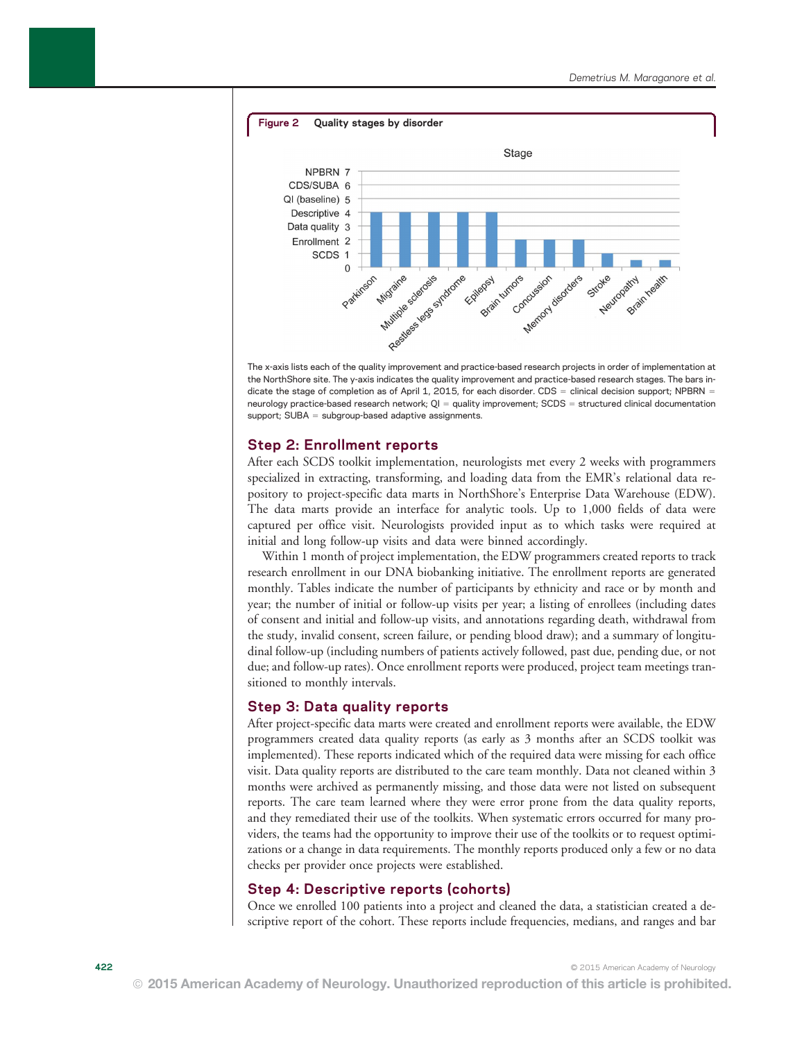**Figure 2** Quality stages by disorder

The x-axis lists each of the quality improvement and practice-based research projects in order of implementation at the NorthShore site. The y-axis indicates the quality improvement and practice-based research stages. The bars indicate the stage of completion as of April 1, 2015, for each disorder. CDS = clinical decision support; NPBRN = neurology practice-based research network; QI = quality improvement; SCDS = structured clinical documentation support; SUBA = subgroup-based adaptive assignments.

## Step 2: Enrollment reports

After each SCDS toolkit implementation, neurologists met every 2 weeks with programmers specialized in extracting, transforming, and loading data from the EMR's relational data repository to project-specific data marts in NorthShore's Enterprise Data Warehouse (EDW). The data marts provide an interface for analytic tools. Up to 1,000 fields of data were captured per office visit. Neurologists provided input as to which tasks were required at initial and long follow-up visits and data were binned accordingly.

Within 1 month of project implementation, the EDW programmers created reports to track research enrollment in our DNA biobanking initiative. The enrollment reports are generated monthly. Tables indicate the number of participants by ethnicity and race or by month and year; the number of initial or follow-up visits per year; a listing of enrollees (including dates of consent and initial and follow-up visits, and annotations regarding death, withdrawal from the study, invalid consent, screen failure, or pending blood draw); and a summary of longitudinal follow-up (including numbers of patients actively followed, past due, pending due, or not due; and follow-up rates). Once enrollment reports were produced, project team meetings transitioned to monthly intervals.

## Step 3: Data quality reports

After project-specific data marts were created and enrollment reports were available, the EDW programmers created data quality reports (as early as 3 months after an SCDS toolkit was implemented). These reports indicated which of the required data were missing for each office visit. Data quality reports are distributed to the care team monthly. Data not cleaned within 3 months were archived as permanently missing, and those data were not listed on subsequent reports. The care team learned where they were error prone from the data quality reports, and they remediated their use of the toolkits. When systematic errors occurred for many providers, the teams had the opportunity to improve their use of the toolkits or to request optimizations or a change in data requirements. The monthly reports produced only a few or no data checks per provider once projects were established.

## Step 4: Descriptive reports (cohorts)

Once we enrolled 100 patients into a project and cleaned the data, a statistician created a descriptive report of the cohort. These reports include frequencies, medians, and ranges and bar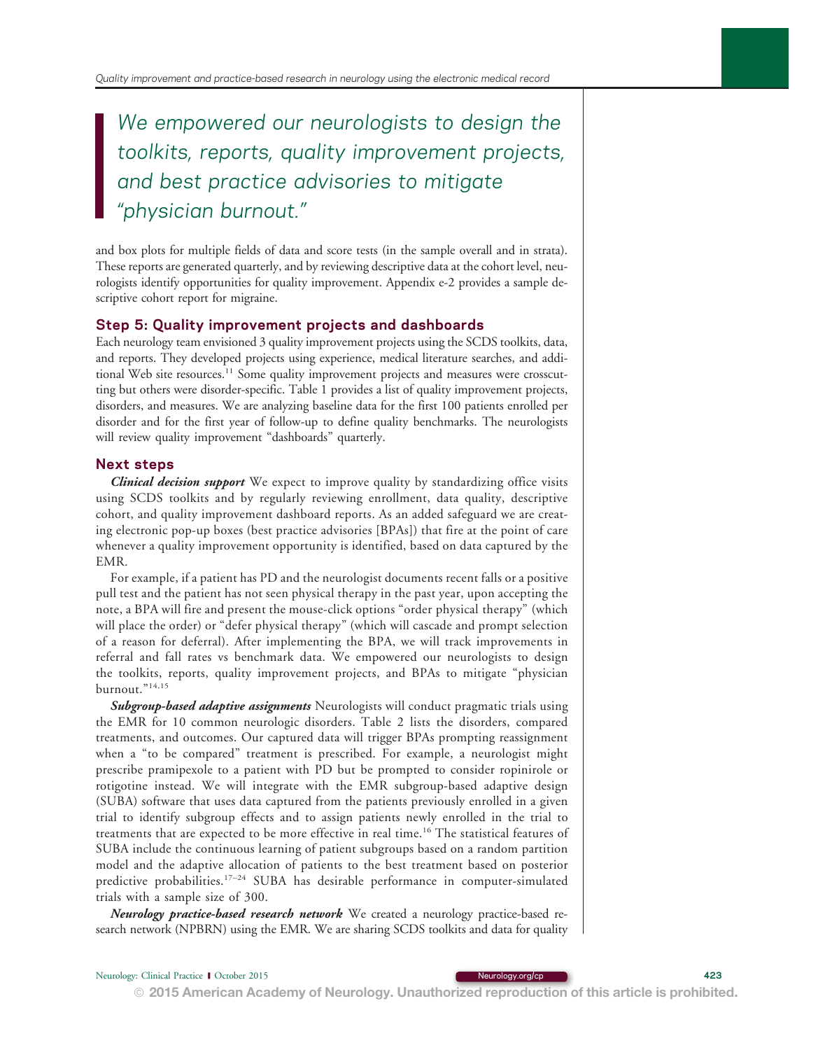> *We empowered our neurologists to design the toolkits, reports, quality improvement projects, and best practice advisories to mitigate "physician burnout."*

and box plots for multiple fields of data and score tests (in the sample overall and in strata). These reports are generated quarterly, and by reviewing descriptive data at the cohort level, neurologists identify opportunities for quality improvement. Appendix e-2 provides a sample descriptive cohort report for migraine.

### Step 5: Quality improvement projects and dashboards

Each neurology team envisioned 3 quality improvement projects using the SCDS toolkits, data, and reports. They developed projects using experience, medical literature searches, and additional Web site resources.[11] Some quality improvement projects and measures were crosscutting but others were disorder-specific. Table 1 provides a list of quality improvement projects, disorders, and measures. We are analyzing baseline data for the first 100 patients enrolled per disorder and for the first year of follow-up to define quality benchmarks. The neurologists will review quality improvement "dashboards" quarterly.

### Next steps

***Clinical decision support*** We expect to improve quality by standardizing office visits using SCDS toolkits and by regularly reviewing enrollment, data quality, descriptive cohort, and quality improvement dashboard reports. As an added safeguard we are creating electronic pop-up boxes (best practice advisories [BPAs]) that fire at the point of care whenever a quality improvement opportunity is identified, based on data captured by the EMR.

For example, if a patient has PD and the neurologist documents recent falls or a positive pull test and the patient has not seen physical therapy in the past year, upon accepting the note, a BPA will fire and present the mouse-click options "order physical therapy" (which will place the order) or "defer physical therapy" (which will cascade and prompt selection of a reason for deferral). After implementing the BPA, we will track improvements in referral and fall rates vs benchmark data. We empowered our neurologists to design the toolkits, reports, quality improvement projects, and BPAs to mitigate "physician burnout."[14,15]

***Subgroup-based adaptive assignments*** Neurologists will conduct pragmatic trials using the EMR for 10 common neurologic disorders. Table 2 lists the disorders, compared treatments, and outcomes. Our captured data will trigger BPAs prompting reassignment when a "to be compared" treatment is prescribed. For example, a neurologist might prescribe pramipexole to a patient with PD but be prompted to consider ropinirole or rotigotine instead. We will integrate with the EMR subgroup-based adaptive design (SUBA) software that uses data captured from the patients previously enrolled in a given trial to identify subgroup effects and to assign patients newly enrolled in the trial to treatments that are expected to be more effective in real time.[16] The statistical features of SUBA include the continuous learning of patient subgroups based on a random partition model and the adaptive allocation of patients to the best treatment based on posterior predictive probabilities.[17–24] SUBA has desirable performance in computer-simulated trials with a sample size of 300.

***Neurology practice-based research network*** We created a neurology practice-based research network (NPBRN) using the EMR. We are sharing SCDS toolkits and data for quality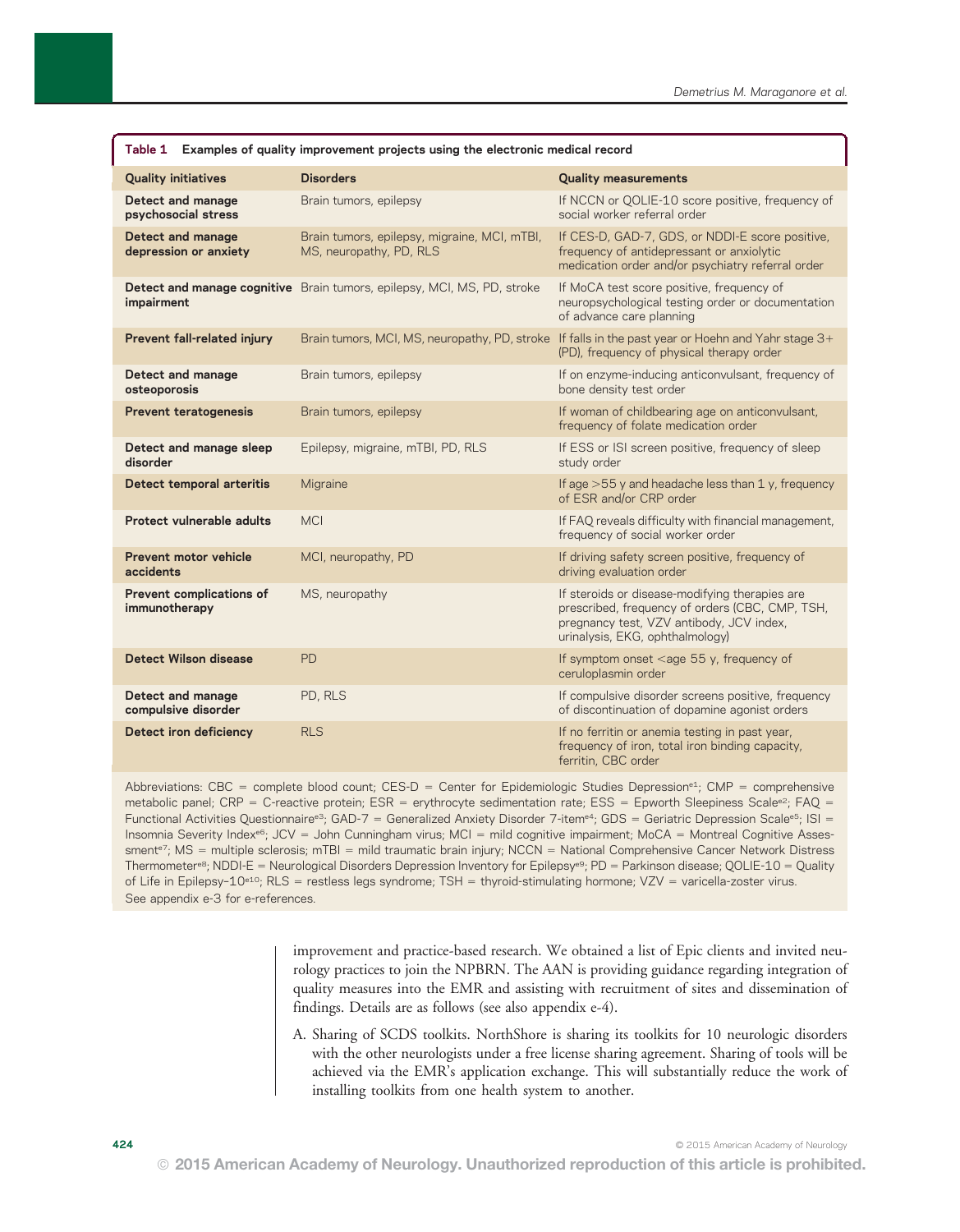**Table 1 Examples of quality improvement projects using the electronic medical record**

| Quality initiatives | Disorders | Quality measurements |
|---|---|---|
| **Detect and manage psychosocial stress** | Brain tumors, epilepsy | If NCCN or QOLIE-10 score positive, frequency of social worker referral order |
| **Detect and manage depression or anxiety** | Brain tumors, epilepsy, migraine, MCI, mTBI, MS, neuropathy, PD, RLS | If CES-D, GAD-7, GDS, or NDDI-E score positive, frequency of antidepressant or anxiolytic medication order and/or psychiatry referral order |
| **Detect and manage cognitive impairment** | Brain tumors, epilepsy, MCI, MS, PD, stroke | If MoCA test score positive, frequency of neuropsychological testing order or documentation of advance care planning |
| **Prevent fall-related injury** | Brain tumors, MCI, MS, neuropathy, PD, stroke | If falls in the past year or Hoehn and Yahr stage 3+ (PD), frequency of physical therapy order |
| **Detect and manage osteoporosis** | Brain tumors, epilepsy | If on enzyme-inducing anticonvulsant, frequency of bone density test order |
| **Prevent teratogenesis** | Brain tumors, epilepsy | If woman of childbearing age on anticonvulsant, frequency of folate medication order |
| **Detect and manage sleep disorder** | Epilepsy, migraine, mTBI, PD, RLS | If ESS or ISI screen positive, frequency of sleep study order |
| **Detect temporal arteritis** | Migraine | If age >55 y and headache less than 1 y, frequency of ESR and/or CRP order |
| **Protect vulnerable adults** | MCI | If FAQ reveals difficulty with financial management, frequency of social worker order |
| **Prevent motor vehicle accidents** | MCI, neuropathy, PD | If driving safety screen positive, frequency of driving evaluation order |
| **Prevent complications of immunotherapy** | MS, neuropathy | If steroids or disease-modifying therapies are prescribed, frequency of orders (CBC, CMP, TSH, pregnancy test, VZV antibody, JCV index, urinalysis, EKG, ophthalmology) |
| **Detect Wilson disease** | PD | If symptom onset <age 55 y, frequency of ceruloplasmin order |
| **Detect and manage compulsive disorder** | PD, RLS | If compulsive disorder screens positive, frequency of discontinuation of dopamine agonist orders |
| **Detect iron deficiency** | RLS | If no ferritin or anemia testing in past year, frequency of iron, total iron binding capacity, ferritin, CBC order |

Abbreviations: CBC = complete blood count; CES-D = Center for Epidemiologic Studies Depression[e1]; CMP = comprehensive metabolic panel; CRP = C-reactive protein; ESR = erythrocyte sedimentation rate; ESS = Epworth Sleepiness Scale[e2]; FAQ = Functional Activities Questionnaire[e3]; GAD-7 = Generalized Anxiety Disorder 7-item[e4]; GDS = Geriatric Depression Scale[e5]; ISI = Insomnia Severity Index[e6]; JCV = John Cunningham virus; MCI = mild cognitive impairment; MoCA = Montreal Cognitive Assessment[e7]; MS = multiple sclerosis; mTBI = mild traumatic brain injury; NCCN = National Comprehensive Cancer Network Distress Thermometer[e8]; NDDI-E = Neurological Disorders Depression Inventory for Epilepsy[e9]; PD = Parkinson disease; QOLIE-10 = Quality of Life in Epilepsy-10[e10]; RLS = restless legs syndrome; TSH = thyroid-stimulating hormone; VZV = varicella-zoster virus. See appendix e-3 for e-references.

improvement and practice-based research. We obtained a list of Epic clients and invited neurology practices to join the NPBRN. The AAN is providing guidance regarding integration of quality measures into the EMR and assisting with recruitment of sites and dissemination of findings. Details are as follows (see also appendix e-4).

A. Sharing of SCDS toolkits. NorthShore is sharing its toolkits for 10 neurologic disorders with the other neurologists under a free license sharing agreement. Sharing of tools will be achieved via the EMR's application exchange. This will substantially reduce the work of installing toolkits from one health system to another.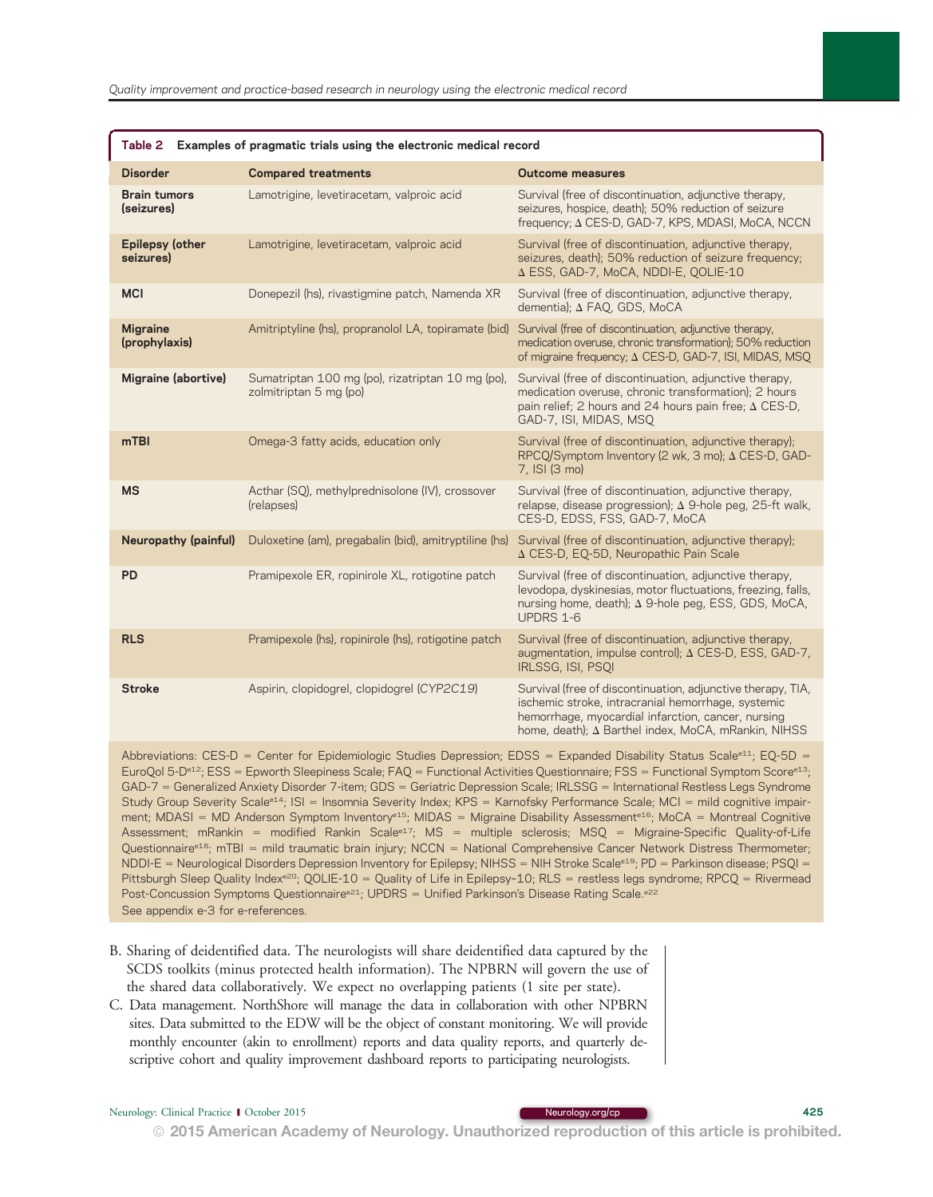**Table 2** Examples of pragmatic trials using the electronic medical record

| Disorder | Compared treatments | Outcome measures |
|---|---|---|
| **Brain tumors (seizures)** | Lamotrigine, levetiracetam, valproic acid | Survival (free of discontinuation, adjunctive therapy, seizures, hospice, death); 50% reduction of seizure frequency; Δ CES-D, GAD-7, KPS, MDASI, MoCA, NCCN |
| **Epilepsy (other seizures)** | Lamotrigine, levetiracetam, valproic acid | Survival (free of discontinuation, adjunctive therapy, seizures, death); 50% reduction of seizure frequency; Δ ESS, GAD-7, MoCA, NDDI-E, QOLIE-10 |
| **MCI** | Donepezil (hs), rivastigmine patch, Namenda XR | Survival (free of discontinuation, adjunctive therapy, dementia); Δ FAQ, GDS, MoCA |
| **Migraine (prophylaxis)** | Amitriptyline (hs), propranolol LA, topiramate (bid) | Survival (free of discontinuation, adjunctive therapy, medication overuse, chronic transformation); 50% reduction of migraine frequency; Δ CES-D, GAD-7, ISI, MIDAS, MSQ |
| **Migraine (abortive)** | Sumatriptan 100 mg (po), rizatriptan 10 mg (po), zolmitriptan 5 mg (po) | Survival (free of discontinuation, adjunctive therapy, medication overuse, chronic transformation); 2 hours pain relief; 2 hours and 24 hours pain free; Δ CES-D, GAD-7, ISI, MIDAS, MSQ |
| **mTBI** | Omega-3 fatty acids, education only | Survival (free of discontinuation, adjunctive therapy); RPCQ/Symptom Inventory (2 wk, 3 mo); Δ CES-D, GAD-7, ISI (3 mo) |
| **MS** | Acthar (SQ), methylprednisolone (IV), crossover (relapses) | Survival (free of discontinuation, adjunctive therapy, relapse, disease progression); Δ 9-hole peg, 25-ft walk, CES-D, EDSS, FSS, GAD-7, MoCA |
| **Neuropathy (painful)** | Duloxetine (am), pregabalin (bid), amitryptiline (hs) | Survival (free of discontinuation, adjunctive therapy); Δ CES-D, EQ-5D, Neuropathic Pain Scale |
| **PD** | Pramipexole ER, ropinirole XL, rotigotine patch | Survival (free of discontinuation, adjunctive therapy, levodopa, dyskinesias, motor fluctuations, freezing, falls, nursing home, death); Δ 9-hole peg, ESS, GDS, MoCA, UPDRS 1-6 |
| **RLS** | Pramipexole (hs), ropinirole (hs), rotigotine patch | Survival (free of discontinuation, adjunctive therapy, augmentation, impulse control); Δ CES-D, ESS, GAD-7, IRLSSG, ISI, PSQI |
| **Stroke** | Aspirin, clopidogrel, clopidogrel (*CYP2C19*) | Survival (free of discontinuation, adjunctive therapy, TIA, ischemic stroke, intracranial hemorrhage, systemic hemorrhage, myocardial infarction, cancer, nursing home, death); Δ Barthel index, MoCA, mRankin, NIHSS |

Abbreviations: CES-D = Center for Epidemiologic Studies Depression; EDSS = Expanded Disability Status Scale[e11]; EQ-5D = EuroQol 5-D[e12]; ESS = Epworth Sleepiness Scale; FAQ = Functional Activities Questionnaire; FSS = Functional Symptom Score[e13]; GAD-7 = Generalized Anxiety Disorder 7-item; GDS = Geriatric Depression Scale; IRLSSG = International Restless Legs Syndrome Study Group Severity Scale[e14]; ISI = Insomnia Severity Index; KPS = Karnofsky Performance Scale; MCI = mild cognitive impairment; MDASI = MD Anderson Symptom Inventory[e15]; MIDAS = Migraine Disability Assessment[e16]; MoCA = Montreal Cognitive Assessment; mRankin = modified Rankin Scale[e17]; MS = multiple sclerosis; MSQ = Migraine-Specific Quality-of-Life Questionnaire[e18]; mTBI = mild traumatic brain injury; NCCN = National Comprehensive Cancer Network Distress Thermometer; NDDI-E = Neurological Disorders Depression Inventory for Epilepsy; NIHSS = NIH Stroke Scale[e19]; PD = Parkinson disease; PSQI = Pittsburgh Sleep Quality Index[e20]; QOLIE-10 = Quality of Life in Epilepsy-10; RLS = restless legs syndrome; RPCQ = Rivermead Post-Concussion Symptoms Questionnaire[e21]; UPDRS = Unified Parkinson's Disease Rating Scale.[e22]
See appendix e-3 for e-references.

B. Sharing of deidentified data. The neurologists will share deidentified data captured by the SCDS toolkits (minus protected health information). The NPBRN will govern the use of the shared data collaboratively. We expect no overlapping patients (1 site per state).

C. Data management. NorthShore will manage the data in collaboration with other NPBRN sites. Data submitted to the EDW will be the object of constant monitoring. We will provide monthly encounter (akin to enrollment) reports and data quality reports, and quarterly descriptive cohort and quality improvement dashboard reports to participating neurologists.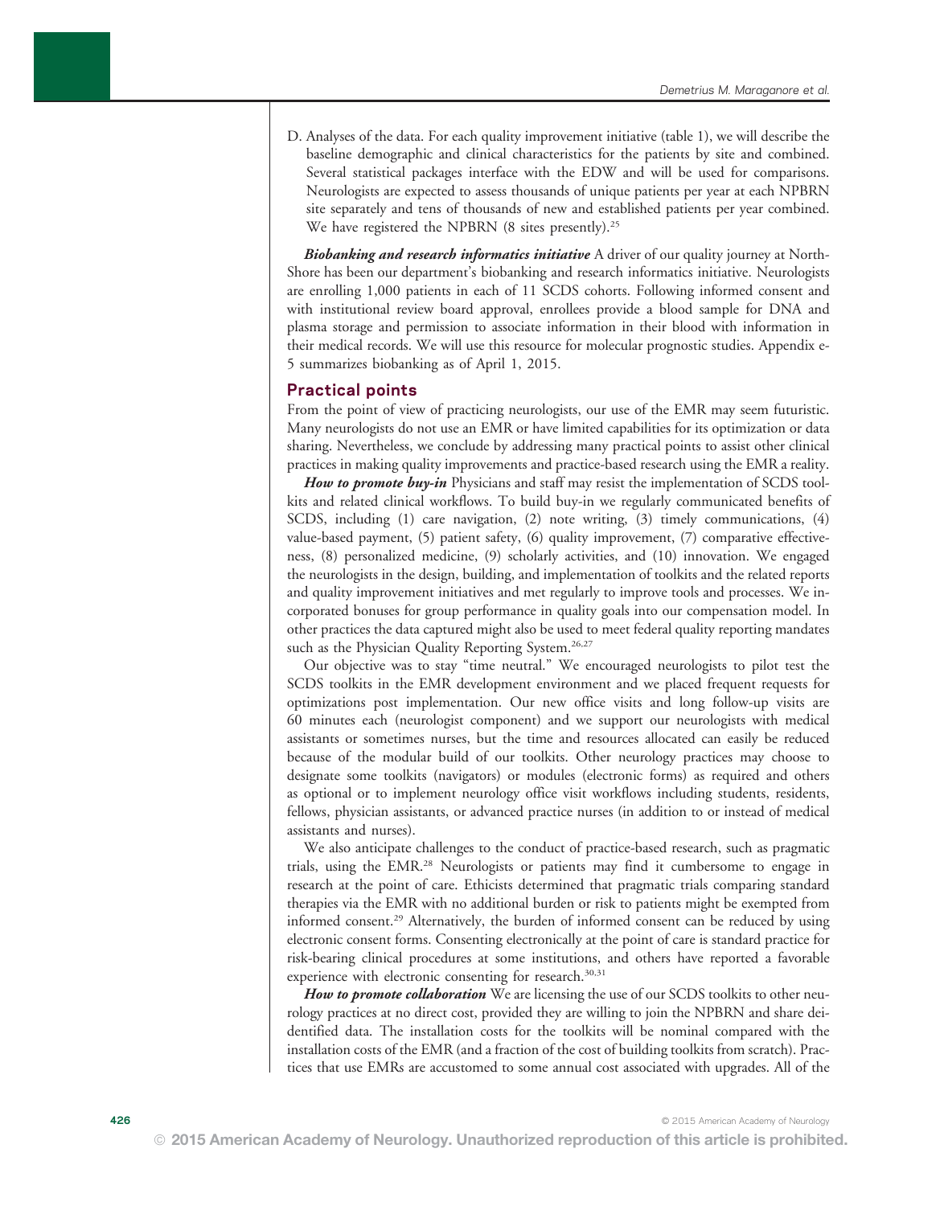D. Analyses of the data. For each quality improvement initiative (table 1), we will describe the baseline demographic and clinical characteristics for the patients by site and combined. Several statistical packages interface with the EDW and will be used for comparisons. Neurologists are expected to assess thousands of unique patients per year at each NPBRN site separately and tens of thousands of new and established patients per year combined. We have registered the NPBRN (8 sites presently).[25]

***Biobanking and research informatics initiative*** A driver of our quality journey at NorthShore has been our department's biobanking and research informatics initiative. Neurologists are enrolling 1,000 patients in each of 11 SCDS cohorts. Following informed consent and with institutional review board approval, enrollees provide a blood sample for DNA and plasma storage and permission to associate information in their blood with information in their medical records. We will use this resource for molecular prognostic studies. Appendix e-5 summarizes biobanking as of April 1, 2015.

## Practical points

From the point of view of practicing neurologists, our use of the EMR may seem futuristic. Many neurologists do not use an EMR or have limited capabilities for its optimization or data sharing. Nevertheless, we conclude by addressing many practical points to assist other clinical practices in making quality improvements and practice-based research using the EMR a reality.

***How to promote buy-in*** Physicians and staff may resist the implementation of SCDS toolkits and related clinical workflows. To build buy-in we regularly communicated benefits of SCDS, including (1) care navigation, (2) note writing, (3) timely communications, (4) value-based payment, (5) patient safety, (6) quality improvement, (7) comparative effectiveness, (8) personalized medicine, (9) scholarly activities, and (10) innovation. We engaged the neurologists in the design, building, and implementation of toolkits and the related reports and quality improvement initiatives and met regularly to improve tools and processes. We incorporated bonuses for group performance in quality goals into our compensation model. In other practices the data captured might also be used to meet federal quality reporting mandates such as the Physician Quality Reporting System.[26,27]

Our objective was to stay "time neutral." We encouraged neurologists to pilot test the SCDS toolkits in the EMR development environment and we placed frequent requests for optimizations post implementation. Our new office visits and long follow-up visits are 60 minutes each (neurologist component) and we support our neurologists with medical assistants or sometimes nurses, but the time and resources allocated can easily be reduced because of the modular build of our toolkits. Other neurology practices may choose to designate some toolkits (navigators) or modules (electronic forms) as required and others as optional or to implement neurology office visit workflows including students, residents, fellows, physician assistants, or advanced practice nurses (in addition to or instead of medical assistants and nurses).

We also anticipate challenges to the conduct of practice-based research, such as pragmatic trials, using the EMR.[28] Neurologists or patients may find it cumbersome to engage in research at the point of care. Ethicists determined that pragmatic trials comparing standard therapies via the EMR with no additional burden or risk to patients might be exempted from informed consent.[29] Alternatively, the burden of informed consent can be reduced by using electronic consent forms. Consenting electronically at the point of care is standard practice for risk-bearing clinical procedures at some institutions, and others have reported a favorable experience with electronic consenting for research.[30,31]

***How to promote collaboration*** We are licensing the use of our SCDS toolkits to other neurology practices at no direct cost, provided they are willing to join the NPBRN and share deidentified data. The installation costs for the toolkits will be nominal compared with the installation costs of the EMR (and a fraction of the cost of building toolkits from scratch). Practices that use EMRs are accustomed to some annual cost associated with upgrades. All of the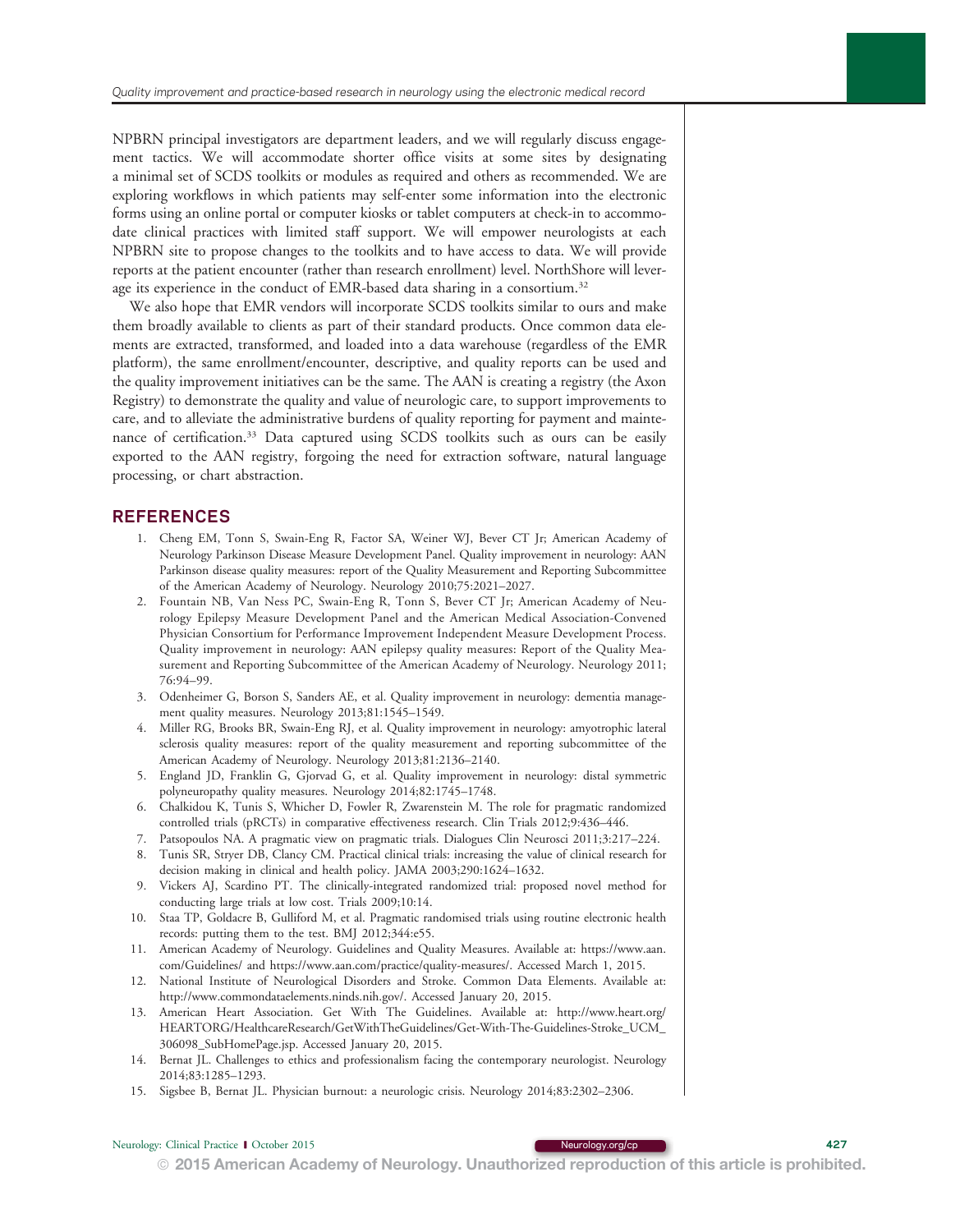NPBRN principal investigators are department leaders, and we will regularly discuss engagement tactics. We will accommodate shorter office visits at some sites by designating a minimal set of SCDS toolkits or modules as required and others as recommended. We are exploring workflows in which patients may self-enter some information into the electronic forms using an online portal or computer kiosks or tablet computers at check-in to accommodate clinical practices with limited staff support. We will empower neurologists at each NPBRN site to propose changes to the toolkits and to have access to data. We will provide reports at the patient encounter (rather than research enrollment) level. NorthShore will leverage its experience in the conduct of EMR-based data sharing in a consortium.[32]

We also hope that EMR vendors will incorporate SCDS toolkits similar to ours and make them broadly available to clients as part of their standard products. Once common data elements are extracted, transformed, and loaded into a data warehouse (regardless of the EMR platform), the same enrollment/encounter, descriptive, and quality reports can be used and the quality improvement initiatives can be the same. The AAN is creating a registry (the Axon Registry) to demonstrate the quality and value of neurologic care, to support improvements to care, and to alleviate the administrative burdens of quality reporting for payment and maintenance of certification.[33] Data captured using SCDS toolkits such as ours can be easily exported to the AAN registry, forgoing the need for extraction software, natural language processing, or chart abstraction.

## REFERENCES

1. Cheng EM, Tonn S, Swain-Eng R, Factor SA, Weiner WJ, Bever CT Jr; American Academy of Neurology Parkinson Disease Measure Development Panel. Quality improvement in neurology: AAN Parkinson disease quality measures: report of the Quality Measurement and Reporting Subcommittee of the American Academy of Neurology. Neurology 2010;75:2021–2027.
2. Fountain NB, Van Ness PC, Swain-Eng R, Tonn S, Bever CT Jr; American Academy of Neurology Epilepsy Measure Development Panel and the American Medical Association-Convened Physician Consortium for Performance Improvement Independent Measure Development Process. Quality improvement in neurology: AAN epilepsy quality measures: Report of the Quality Measurement and Reporting Subcommittee of the American Academy of Neurology. Neurology 2011; 76:94–99.
3. Odenheimer G, Borson S, Sanders AE, et al. Quality improvement in neurology: dementia management quality measures. Neurology 2013;81:1545–1549.
4. Miller RG, Brooks BR, Swain-Eng RJ, et al. Quality improvement in neurology: amyotrophic lateral sclerosis quality measures: report of the quality measurement and reporting subcommittee of the American Academy of Neurology. Neurology 2013;81:2136–2140.
5. England JD, Franklin G, Gjorvad G, et al. Quality improvement in neurology: distal symmetric polyneuropathy quality measures. Neurology 2014;82:1745–1748.
6. Chalkidou K, Tunis S, Whicher D, Fowler R, Zwarenstein M. The role for pragmatic randomized controlled trials (pRCTs) in comparative effectiveness research. Clin Trials 2012;9:436–446.
7. Patsopoulos NA. A pragmatic view on pragmatic trials. Dialogues Clin Neurosci 2011;3:217–224.
8. Tunis SR, Stryer DB, Clancy CM. Practical clinical trials: increasing the value of clinical research for decision making in clinical and health policy. JAMA 2003;290:1624–1632.
9. Vickers AJ, Scardino PT. The clinically-integrated randomized trial: proposed novel method for conducting large trials at low cost. Trials 2009;10:14.
10. Staa TP, Goldacre B, Gulliford M, et al. Pragmatic randomised trials using routine electronic health records: putting them to the test. BMJ 2012;344:e55.
11. American Academy of Neurology. Guidelines and Quality Measures. Available at: https://www.aan.com/Guidelines/ and https://www.aan.com/practice/quality-measures/. Accessed March 1, 2015.
12. National Institute of Neurological Disorders and Stroke. Common Data Elements. Available at: http://www.commondataelements.ninds.nih.gov/. Accessed January 20, 2015.
13. American Heart Association. Get With The Guidelines. Available at: http://www.heart.org/HEARTORG/HealthcareResearch/GetWithTheGuidelines/Get-With-The-Guidelines-Stroke_UCM_306098_SubHomePage.jsp. Accessed January 20, 2015.
14. Bernat JL. Challenges to ethics and professionalism facing the contemporary neurologist. Neurology 2014;83:1285–1293.
15. Sigsbee B, Bernat JL. Physician burnout: a neurologic crisis. Neurology 2014;83:2302–2306.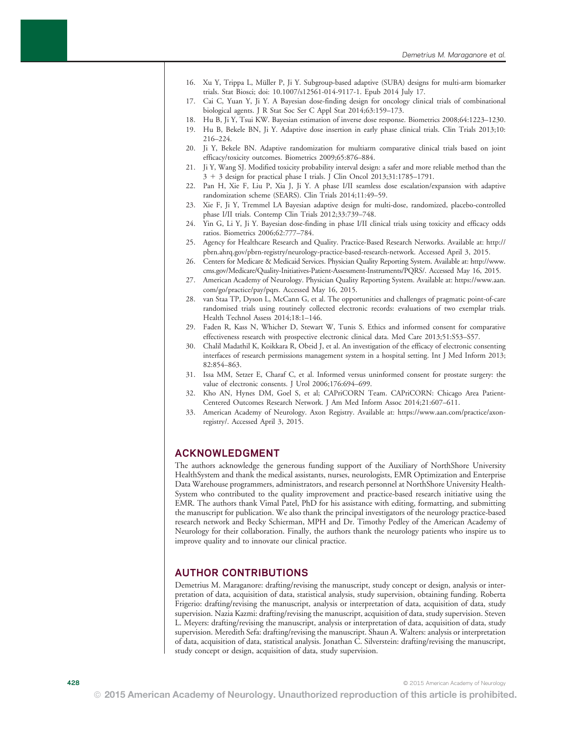16. Xu Y, Trippa L, Müller P, Ji Y. Subgroup-based adaptive (SUBA) designs for multi-arm biomarker trials. Stat Biosci; doi: 10.1007/s12561-014-9117-1. Epub 2014 July 17.
17. Cai C, Yuan Y, Ji Y. A Bayesian dose-finding design for oncology clinical trials of combinational biological agents. J R Stat Soc Ser C Appl Stat 2014;63:159–173.
18. Hu B, Ji Y, Tsui KW. Bayesian estimation of inverse dose response. Biometrics 2008;64:1223–1230.
19. Hu B, Bekele BN, Ji Y. Adaptive dose insertion in early phase clinical trials. Clin Trials 2013;10: 216–224.
20. Ji Y, Bekele BN. Adaptive randomization for multiarm comparative clinical trials based on joint efficacy/toxicity outcomes. Biometrics 2009;65:876–884.
21. Ji Y, Wang SJ. Modified toxicity probability interval design: a safer and more reliable method than the 3 + 3 design for practical phase I trials. J Clin Oncol 2013;31:1785–1791.
22. Pan H, Xie F, Liu P, Xia J, Ji Y. A phase I/II seamless dose escalation/expansion with adaptive randomization scheme (SEARS). Clin Trials 2014;11:49–59.
23. Xie F, Ji Y, Tremmel LA Bayesian adaptive design for multi-dose, randomized, placebo-controlled phase I/II trials. Contemp Clin Trials 2012;33:739–748.
24. Yin G, Li Y, Ji Y. Bayesian dose-finding in phase I/II clinical trials using toxicity and efficacy odds ratios. Biometrics 2006;62:777–784.
25. Agency for Healthcare Research and Quality. Practice-Based Research Networks. Available at: http://pbrn.ahrq.gov/pbrn-registry/neurology-practice-based-research-network. Accessed April 3, 2015.
26. Centers for Medicare & Medicaid Services. Physician Quality Reporting System. Available at: http://www.cms.gov/Medicare/Quality-Initiatives-Patient-Assessment-Instruments/PQRS/. Accessed May 16, 2015.
27. American Academy of Neurology. Physician Quality Reporting System. Available at: https://www.aan.com/go/practice/pay/pqrs. Accessed May 16, 2015.
28. van Staa TP, Dyson L, McCann G, et al. The opportunities and challenges of pragmatic point-of-care randomised trials using routinely collected electronic records: evaluations of two exemplar trials. Health Technol Assess 2014;18:1–146.
29. Faden R, Kass N, Whicher D, Stewart W, Tunis S. Ethics and informed consent for comparative effectiveness research with prospective electronic clinical data. Med Care 2013;51:S53–S57.
30. Chalil Madathil K, Koikkara R, Obeid J, et al. An investigation of the efficacy of electronic consenting interfaces of research permissions management system in a hospital setting. Int J Med Inform 2013; 82:854–863.
31. Issa MM, Setzer E, Charaf C, et al. Informed versus uninformed consent for prostate surgery: the value of electronic consents. J Urol 2006;176:694–699.
32. Kho AN, Hynes DM, Goel S, et al; CAPriCORN Team. CAPriCORN: Chicago Area Patient-Centered Outcomes Research Network. J Am Med Inform Assoc 2014;21:607–611.
33. American Academy of Neurology. Axon Registry. Available at: https://www.aan.com/practice/axon-registry/. Accessed April 3, 2015.

## ACKNOWLEDGMENT

The authors acknowledge the generous funding support of the Auxiliary of NorthShore University HealthSystem and thank the medical assistants, nurses, neurologists, EMR Optimization and Enterprise Data Warehouse programmers, administrators, and research personnel at NorthShore University HealthSystem who contributed to the quality improvement and practice-based research initiative using the EMR. The authors thank Vimal Patel, PhD for his assistance with editing, formatting, and submitting the manuscript for publication. We also thank the principal investigators of the neurology practice-based research network and Becky Schierman, MPH and Dr. Timothy Pedley of the American Academy of Neurology for their collaboration. Finally, the authors thank the neurology patients who inspire us to improve quality and to innovate our clinical practice.

## AUTHOR CONTRIBUTIONS

Demetrius M. Maraganore: drafting/revising the manuscript, study concept or design, analysis or interpretation of data, acquisition of data, statistical analysis, study supervision, obtaining funding. Roberta Frigerio: drafting/revising the manuscript, analysis or interpretation of data, acquisition of data, study supervision. Nazia Kazmi: drafting/revising the manuscript, acquisition of data, study supervision. Steven L. Meyers: drafting/revising the manuscript, analysis or interpretation of data, acquisition of data, study supervision. Meredith Sefa: drafting/revising the manuscript. Shaun A. Walters: analysis or interpretation of data, acquisition of data, statistical analysis. Jonathan C. Silverstein: drafting/revising the manuscript, study concept or design, acquisition of data, study supervision.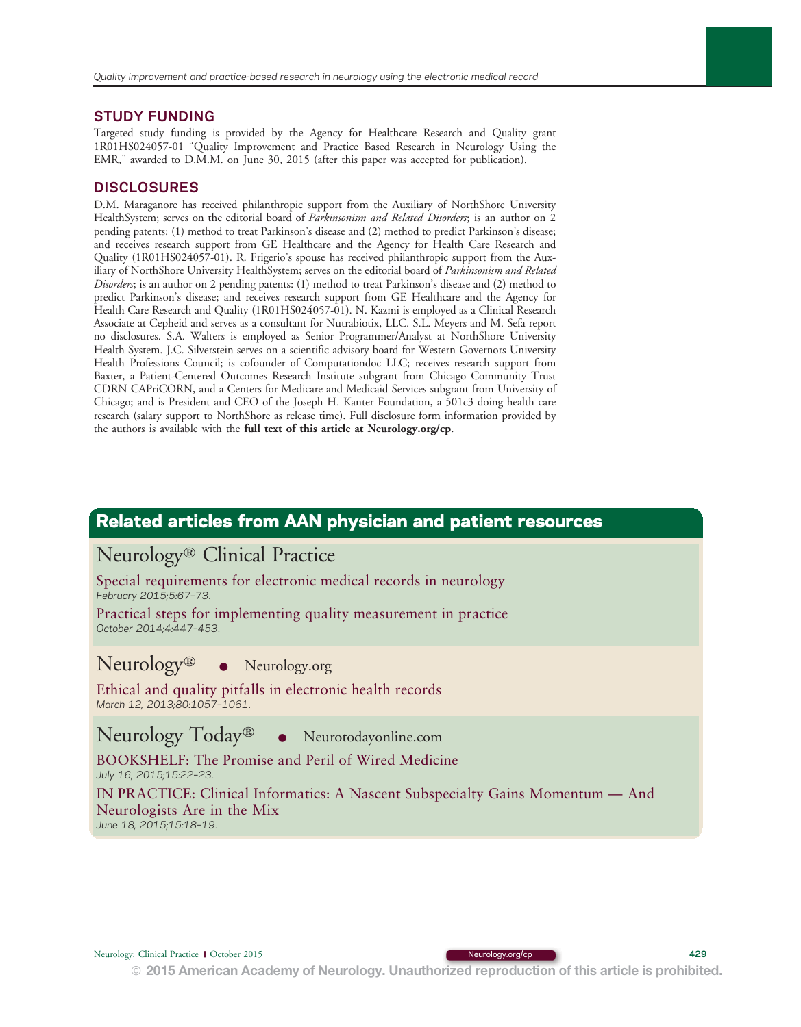## STUDY FUNDING

Targeted study funding is provided by the Agency for Healthcare Research and Quality grant 1R01HS024057-01 "Quality Improvement and Practice Based Research in Neurology Using the EMR," awarded to D.M.M. on June 30, 2015 (after this paper was accepted for publication).

## DISCLOSURES

D.M. Maraganore has received philanthropic support from the Auxiliary of NorthShore University HealthSystem; serves on the editorial board of *Parkinsonism and Related Disorders*; is an author on 2 pending patents: (1) method to treat Parkinson's disease and (2) method to predict Parkinson's disease; and receives research support from GE Healthcare and the Agency for Health Care Research and Quality (1R01HS024057-01). R. Frigerio's spouse has received philanthropic support from the Auxiliary of NorthShore University HealthSystem; serves on the editorial board of *Parkinsonism and Related Disorders*; is an author on 2 pending patents: (1) method to treat Parkinson's disease and (2) method to predict Parkinson's disease; and receives research support from GE Healthcare and the Agency for Health Care Research and Quality (1R01HS024057-01). N. Kazmi is employed as a Clinical Research Associate at Cepheid and serves as a consultant for Nutrabiotix, LLC. S.L. Meyers and M. Sefa report no disclosures. S.A. Walters is employed as Senior Programmer/Analyst at NorthShore University Health System. J.C. Silverstein serves on a scientific advisory board for Western Governors University Health Professions Council; is cofounder of Computationdoc LLC; receives research support from Baxter, a Patient-Centered Outcomes Research Institute subgrant from Chicago Community Trust CDRN CAPriCORN, and a Centers for Medicare and Medicaid Services subgrant from University of Chicago; and is President and CEO of the Joseph H. Kanter Foundation, a 501c3 doing health care research (salary support to NorthShore as release time). Full disclosure form information provided by the authors is available with the **full text of this article at Neurology.org/cp**.

## Related articles from AAN physician and patient resources

### Neurology® Clinical Practice

Special requirements for electronic medical records in neurology
*February 2015;5:67–73.*

Practical steps for implementing quality measurement in practice
*October 2014;4:447–453.*

### Neurology® • Neurology.org

Ethical and quality pitfalls in electronic health records
*March 12, 2013;80:1057–1061.*

### Neurology Today® • Neurotodayonline.com

BOOKSHELF: The Promise and Peril of Wired Medicine
*July 16, 2015;15:22–23.*

IN PRACTICE: Clinical Informatics: A Nascent Subspecialty Gains Momentum — And Neurologists Are in the Mix
*June 18, 2015;15:18–19.*

© 2015 American Academy of Neurology. Unauthorized reproduction of this article is prohibited.